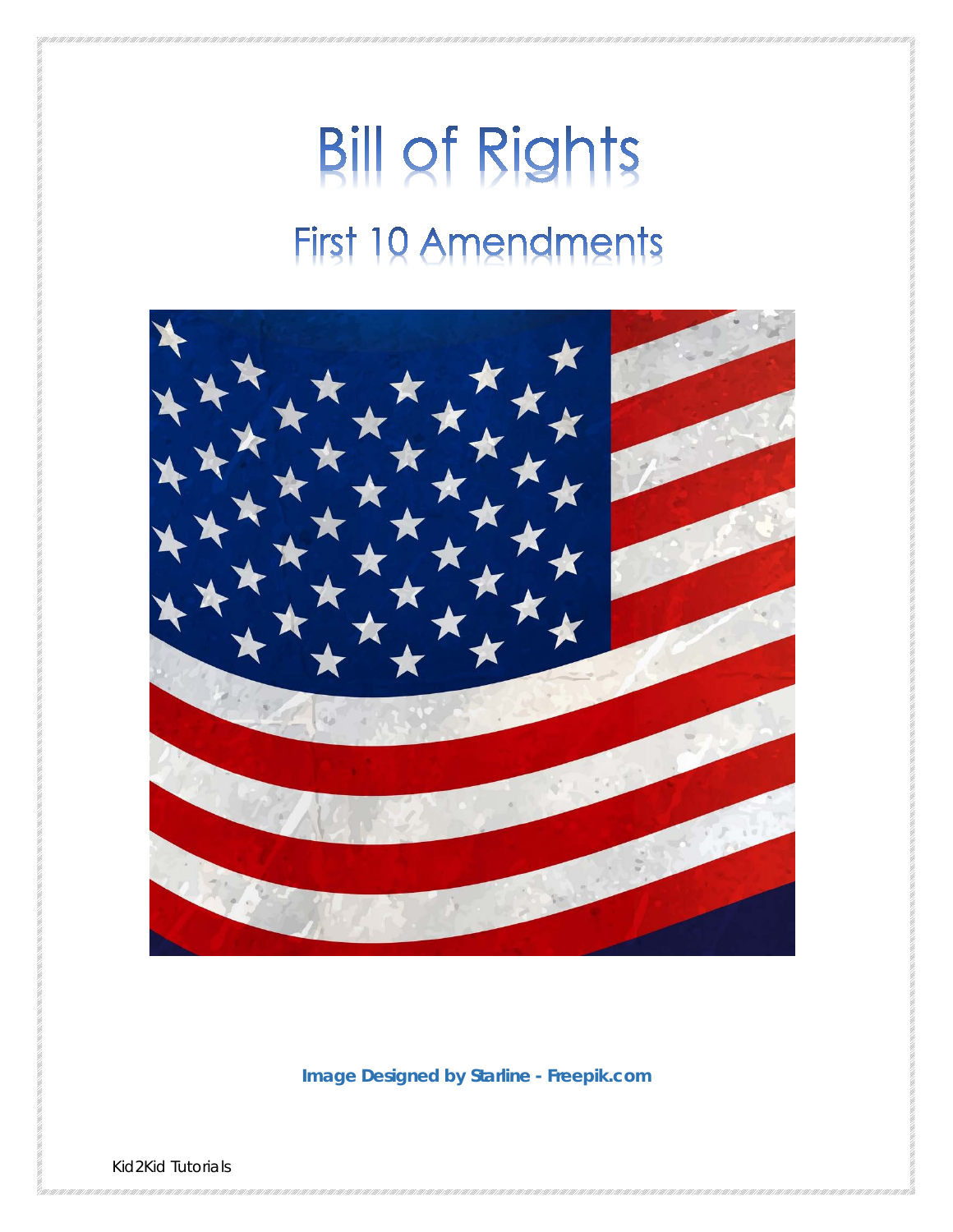# Bill of Rights

## First 10 Amendments

**Image Designed by Starline - Freepik.com**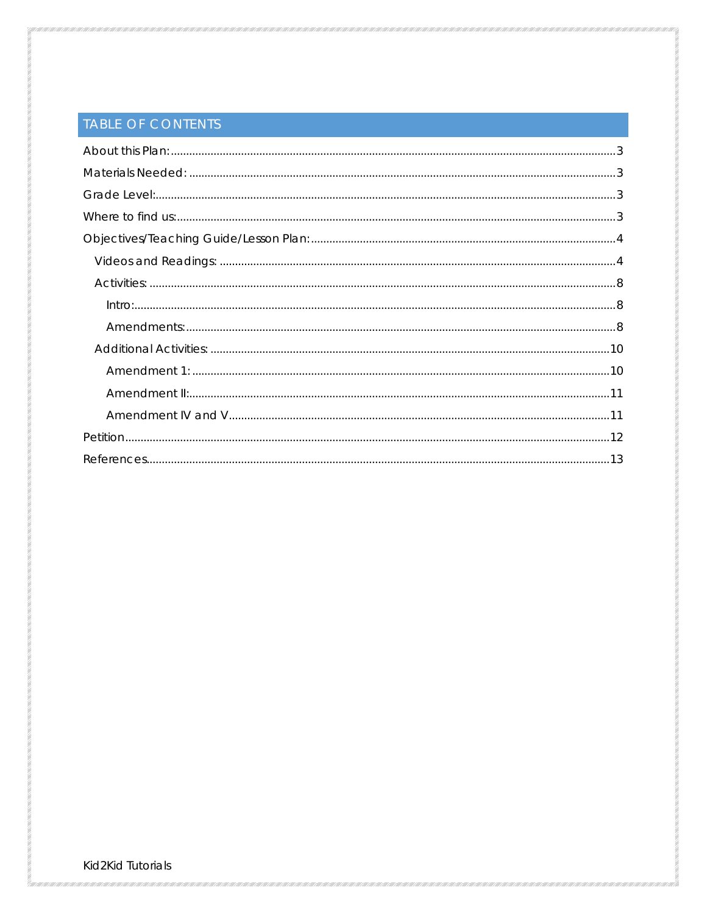## TABLE OF CONTENTS

- About this Plan: 3
- Materials Needed: 3
- Grade Level: 3
- Where to find us: 3
- Objectives/Teaching Guide/Lesson Plan: 4
  - Videos and Readings: 4
  - Activities: 8
    - Intro: 8
    - Amendments: 8
  - Additional Activities: 10
    - Amendment 1: 10
    - Amendment II: 11
    - Amendment IV and V 11
- Petition 12
- References 13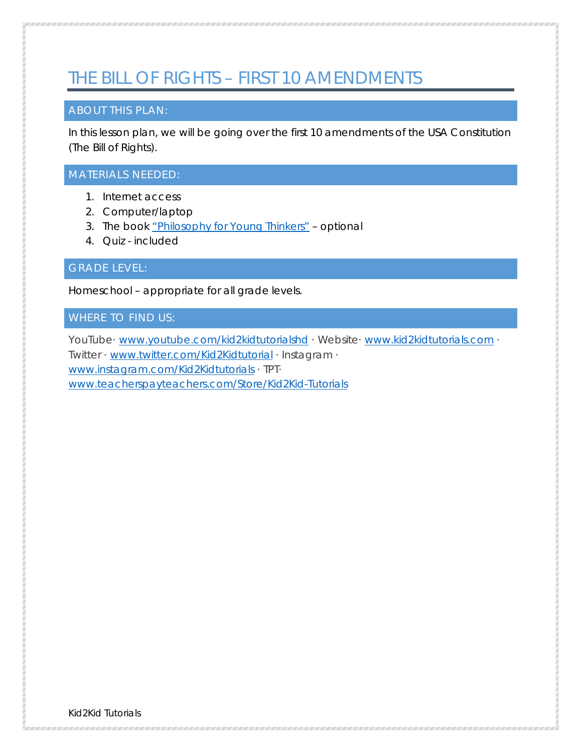# THE BILL OF RIGHTS – FIRST 10 AMENDMENTS

## ABOUT THIS PLAN:

In this lesson plan, we will be going over the first 10 amendments of the USA Constitution (The Bill of Rights).

## MATERIALS NEEDED:

1. Internet access
2. Computer/laptop
3. The book "Philosophy for Young Thinkers" – optional
4. Quiz - included

## GRADE LEVEL:

Homeschool – appropriate for all grade levels.

## WHERE TO FIND US:

YouTube· www.youtube.com/kid2kidtutorialshd · Website· www.kid2kidtutorials.com · Twitter · www.twitter.com/Kid2Kidtutorial · Instagram · www.instagram.com/Kid2Kidtutorials · TPT· www.teacherspayteachers.com/Store/Kid2Kid-Tutorials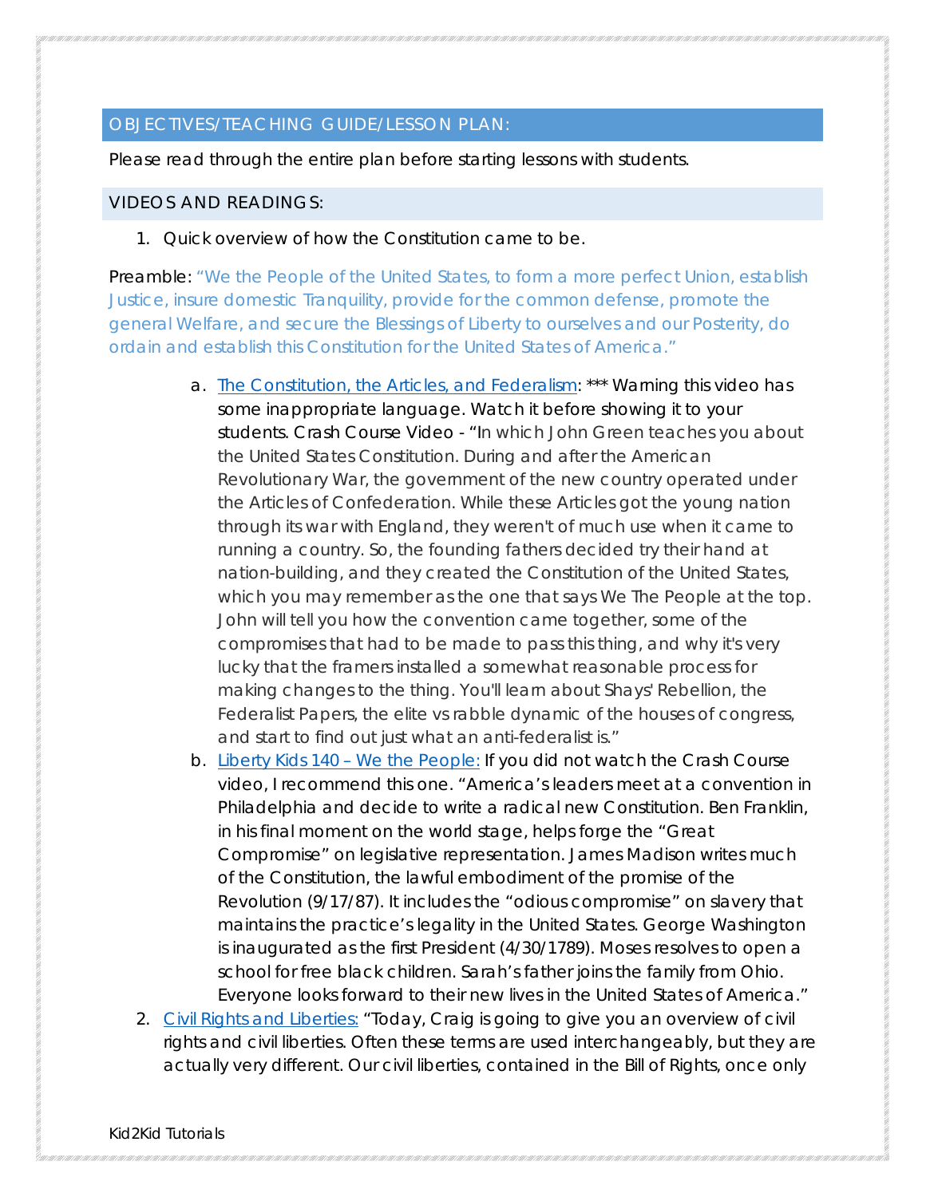## OBJECTIVES/TEACHING GUIDE/LESSON PLAN:

Please read through the entire plan before starting lessons with students.

### VIDEOS AND READINGS:

1. Quick overview of how the Constitution came to be.

Preamble: "We the People of the United States, to form a more perfect Union, establish Justice, insure domestic Tranquility, provide for the common defense, promote the general Welfare, and secure the Blessings of Liberty to ourselves and our Posterity, do ordain and establish this Constitution for the United States of America."

   a. The Constitution, the Articles, and Federalism: *** Warning this video has some inappropriate language. Watch it before showing it to your students. Crash Course Video - "In which John Green teaches you about the United States Constitution. During and after the American Revolutionary War, the government of the new country operated under the Articles of Confederation. While these Articles got the young nation through its war with England, they weren't of much use when it came to running a country. So, the founding fathers decided try their hand at nation-building, and they created the Constitution of the United States, which you may remember as the one that says We The People at the top. John will tell you how the convention came together, some of the compromises that had to be made to pass this thing, and why it's very lucky that the framers installed a somewhat reasonable process for making changes to the thing. You'll learn about Shays' Rebellion, the Federalist Papers, the elite vs rabble dynamic of the houses of congress, and start to find out just what an anti-federalist is."

   b. Liberty Kids 140 – We the People: If you did not watch the Crash Course video, I recommend this one. "America's leaders meet at a convention in Philadelphia and decide to write a radical new Constitution. Ben Franklin, in his final moment on the world stage, helps forge the "Great Compromise" on legislative representation. James Madison writes much of the Constitution, the lawful embodiment of the promise of the Revolution (9/17/87). It includes the "odious compromise" on slavery that maintains the practice's legality in the United States. George Washington is inaugurated as the first President (4/30/1789). Moses resolves to open a school for free black children. Sarah's father joins the family from Ohio. Everyone looks forward to their new lives in the United States of America."

2. Civil Rights and Liberties: "Today, Craig is going to give you an overview of civil rights and civil liberties. Often these terms are used interchangeably, but they are actually very different. Our civil liberties, contained in the Bill of Rights, once only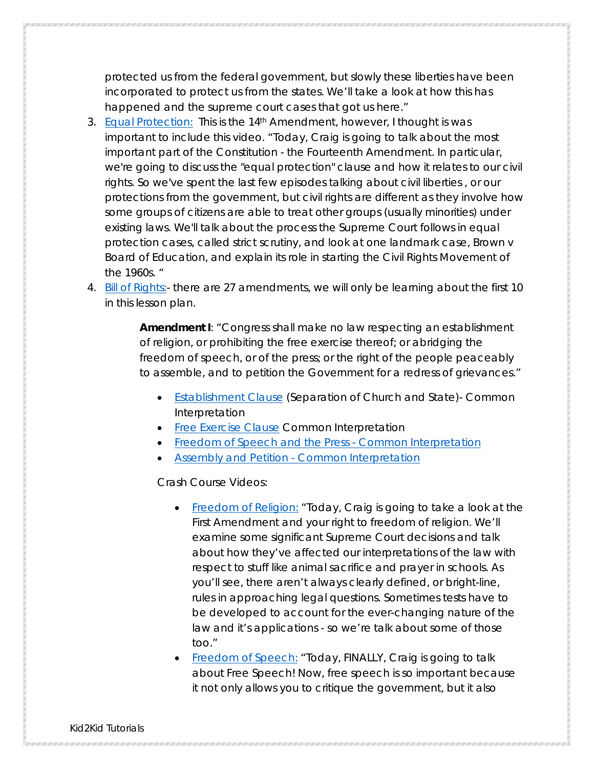protected us from the federal government, but slowly these liberties have been incorporated to protect us from the states. We'll take a look at how this has happened and the supreme court cases that got us here."

3. Equal Protection: This is the 14th Amendment, however, I thought is was important to include this video. "Today, Craig is going to talk about the most important part of the Constitution - the Fourteenth Amendment. In particular, we're going to discuss the "equal protection" clause and how it relates to our civil rights. So we've spent the last few episodes talking about civil liberties , or our protections from the government, but civil rights are different as they involve how some groups of citizens are able to treat other groups (usually minorities) under existing laws. We'll talk about the process the Supreme Court follows in equal protection cases, called strict scrutiny, and look at one landmark case, Brown v Board of Education, and explain its role in starting the Civil Rights Movement of the 1960s. "
4. Bill of Rights:- there are 27 amendments, we will only be learning about the first 10 in this lesson plan.

> **Amendment I**: "Congress shall make no law respecting an establishment of religion, or prohibiting the free exercise thereof; or abridging the freedom of speech, or of the press; or the right of the people peaceably to assemble, and to petition the Government for a redress of grievances."

- Establishment Clause (Separation of Church and State)- Common Interpretation
- Free Exercise Clause Common Interpretation
- Freedom of Speech and the Press - Common Interpretation
- Assembly and Petition - Common Interpretation

Crash Course Videos:

- Freedom of Religion: "Today, Craig is going to take a look at the First Amendment and your right to freedom of religion. We'll examine some significant Supreme Court decisions and talk about how they've affected our interpretations of the law with respect to stuff like animal sacrifice and prayer in schools. As you'll see, there aren't always clearly defined, or bright-line, rules in approaching legal questions. Sometimes tests have to be developed to account for the ever-changing nature of the law and it's applications - so we're talk about some of those too."
- Freedom of Speech: "Today, FINALLY, Craig is going to talk about Free Speech! Now, free speech is so important because it not only allows you to critique the government, but it also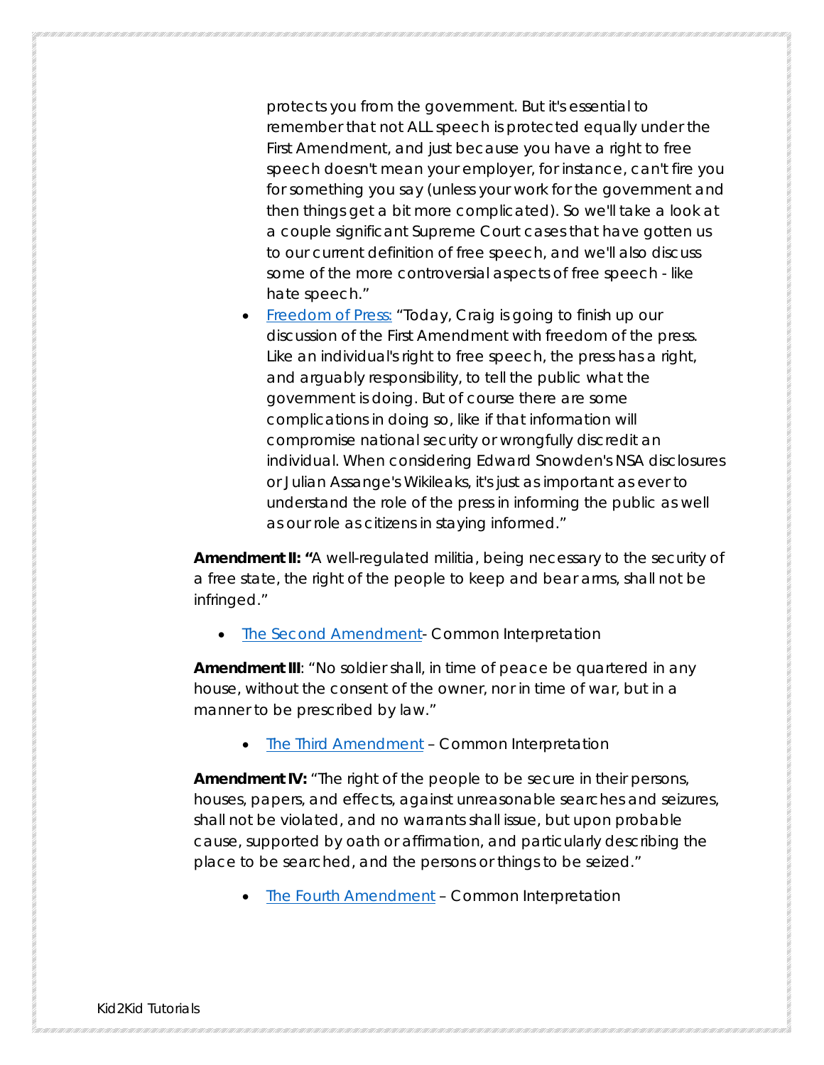protects you from the government. But it's essential to remember that not ALL speech is protected equally under the First Amendment, and just because you have a right to free speech doesn't mean your employer, for instance, can't fire you for something you say (unless your work for the government and then things get a bit more complicated). So we'll take a look at a couple significant Supreme Court cases that have gotten us to our current definition of free speech, and we'll also discuss some of the more controversial aspects of free speech - like hate speech."

- Freedom of Press: "Today, Craig is going to finish up our discussion of the First Amendment with freedom of the press. Like an individual's right to free speech, the press has a right, and arguably responsibility, to tell the public what the government is doing. But of course there are some complications in doing so, like if that information will compromise national security or wrongfully discredit an individual. When considering Edward Snowden's NSA disclosures or Julian Assange's Wikileaks, it's just as important as ever to understand the role of the press in informing the public as well as our role as citizens in staying informed."

**Amendment II: "**A well-regulated militia, being necessary to the security of a free state, the right of the people to keep and bear arms, shall not be infringed."

- The Second Amendment- Common Interpretation

**Amendment III**: "No soldier shall, in time of peace be quartered in any house, without the consent of the owner, nor in time of war, but in a manner to be prescribed by law."

- The Third Amendment – Common Interpretation

**Amendment IV:** "The right of the people to be secure in their persons, houses, papers, and effects, against unreasonable searches and seizures, shall not be violated, and no warrants shall issue, but upon probable cause, supported by oath or affirmation, and particularly describing the place to be searched, and the persons or things to be seized."

- The Fourth Amendment – Common Interpretation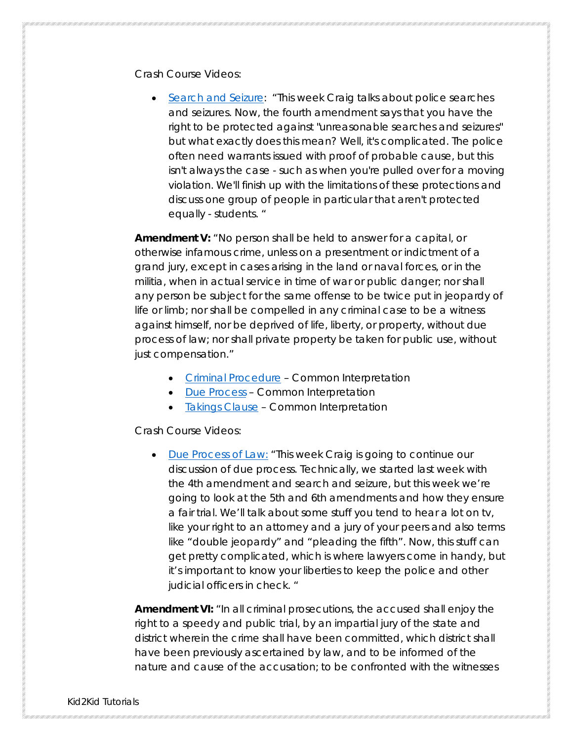Crash Course Videos:

- Search and Seizure: "This week Craig talks about police searches and seizures. Now, the fourth amendment says that you have the right to be protected against "unreasonable searches and seizures" but what exactly does this mean? Well, it's complicated. The police often need warrants issued with proof of probable cause, but this isn't always the case - such as when you're pulled over for a moving violation. We'll finish up with the limitations of these protections and discuss one group of people in particular that aren't protected equally - students. "

**Amendment V:** "No person shall be held to answer for a capital, or otherwise infamous crime, unless on a presentment or indictment of a grand jury, except in cases arising in the land or naval forces, or in the militia, when in actual service in time of war or public danger; nor shall any person be subject for the same offense to be twice put in jeopardy of life or limb; nor shall be compelled in any criminal case to be a witness against himself, nor be deprived of life, liberty, or property, without due process of law; nor shall private property be taken for public use, without just compensation."

- Criminal Procedure – Common Interpretation
- Due Process – Common Interpretation
- Takings Clause – Common Interpretation

Crash Course Videos:

- Due Process of Law: "This week Craig is going to continue our discussion of due process. Technically, we started last week with the 4th amendment and search and seizure, but this week we're going to look at the 5th and 6th amendments and how they ensure a fair trial. We'll talk about some stuff you tend to hear a lot on tv, like your right to an attorney and a jury of your peers and also terms like "double jeopardy" and "pleading the fifth". Now, this stuff can get pretty complicated, which is where lawyers come in handy, but it's important to know your liberties to keep the police and other judicial officers in check. "

**Amendment VI:** "In all criminal prosecutions, the accused shall enjoy the right to a speedy and public trial, by an impartial jury of the state and district wherein the crime shall have been committed, which district shall have been previously ascertained by law, and to be informed of the nature and cause of the accusation; to be confronted with the witnesses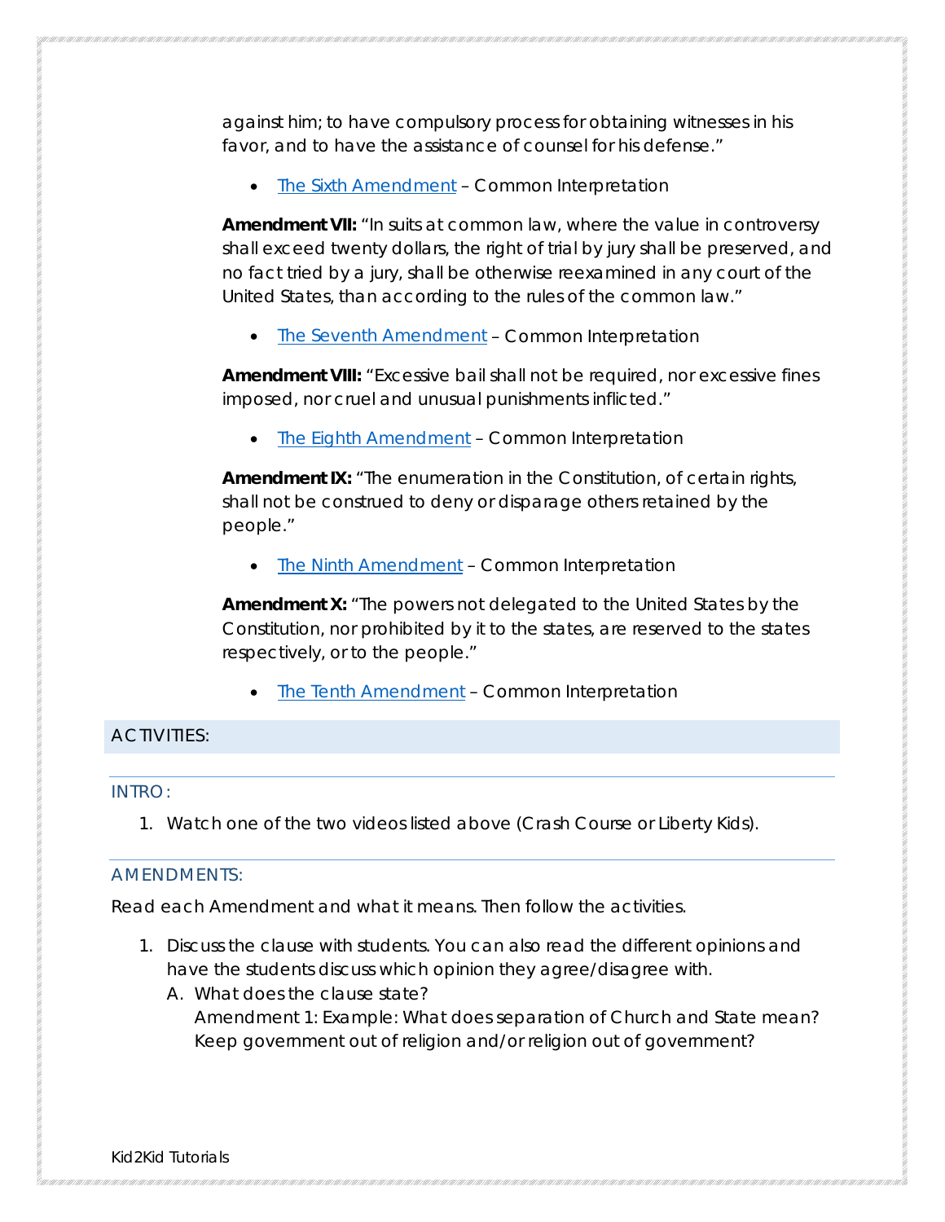against him; to have compulsory process for obtaining witnesses in his favor, and to have the assistance of counsel for his defense."

- The Sixth Amendment – Common Interpretation

**Amendment VII:** "In suits at common law, where the value in controversy shall exceed twenty dollars, the right of trial by jury shall be preserved, and no fact tried by a jury, shall be otherwise reexamined in any court of the United States, than according to the rules of the common law."

- The Seventh Amendment – Common Interpretation

**Amendment VIII:** "Excessive bail shall not be required, nor excessive fines imposed, nor cruel and unusual punishments inflicted."

- The Eighth Amendment – Common Interpretation

**Amendment IX:** "The enumeration in the Constitution, of certain rights, shall not be construed to deny or disparage others retained by the people."

- The Ninth Amendment – Common Interpretation

**Amendment X:** "The powers not delegated to the United States by the Constitution, nor prohibited by it to the states, are reserved to the states respectively, or to the people."

- The Tenth Amendment – Common Interpretation

## ACTIVITIES:

### INTRO:

1. Watch one of the two videos listed above (Crash Course or Liberty Kids).

### AMENDMENTS:

Read each Amendment and what it means. Then follow the activities.

1. Discuss the clause with students. You can also read the different opinions and have the students discuss which opinion they agree/disagree with.
   A. What does the clause state?
      Amendment 1: Example: What does separation of Church and State mean? Keep government out of religion and/or religion out of government?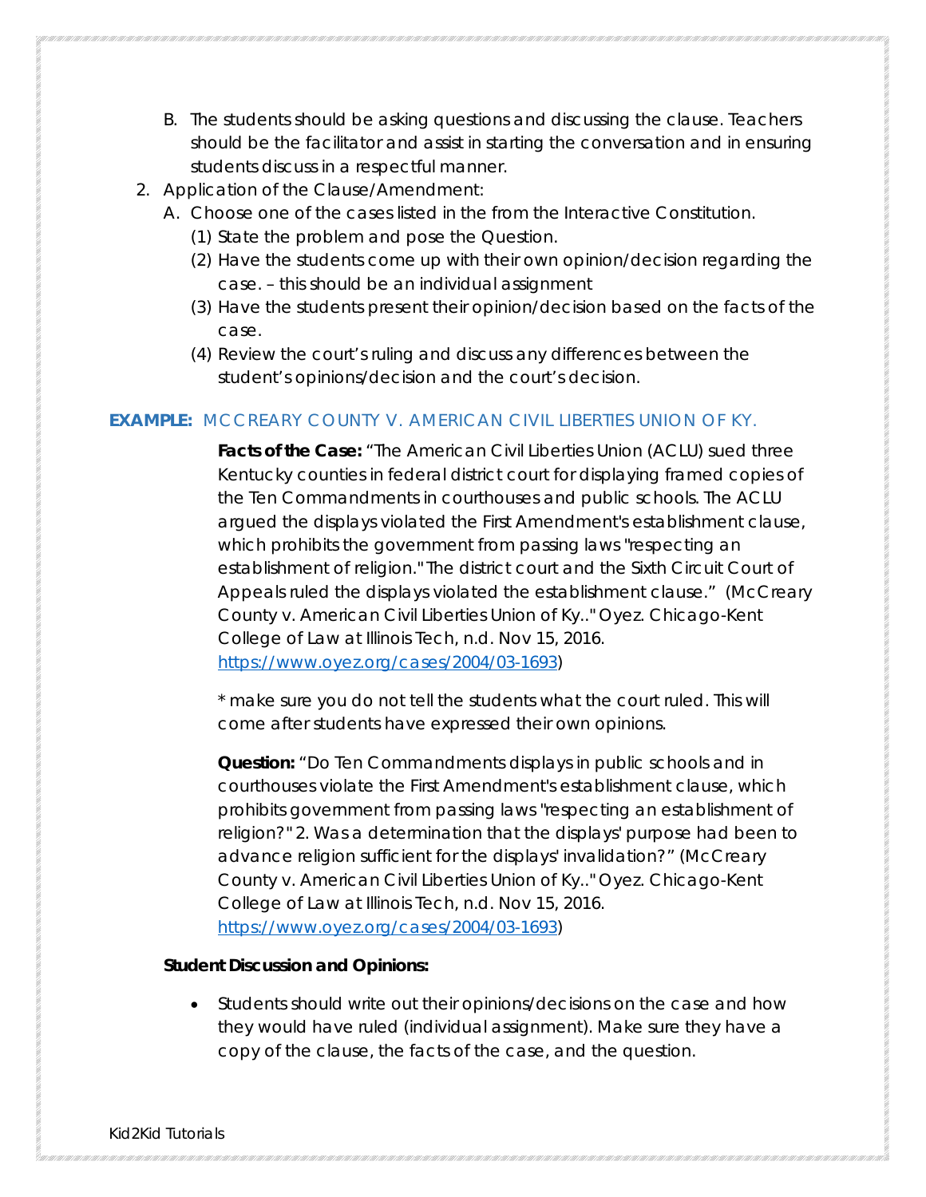B. The students should be asking questions and discussing the clause. Teachers should be the facilitator and assist in starting the conversation and in ensuring students discuss in a respectful manner.

2. Application of the Clause/Amendment:
   A. Choose one of the cases listed in the from the Interactive Constitution.
      (1) State the problem and pose the Question.
      (2) Have the students come up with their own opinion/decision regarding the case. – this should be an individual assignment
      (3) Have the students present their opinion/decision based on the facts of the case.
      (4) Review the court's ruling and discuss any differences between the student's opinions/decision and the court's decision.

**EXAMPLE:** MCCREARY COUNTY V. AMERICAN CIVIL LIBERTIES UNION OF KY.

**Facts of the Case:** "The American Civil Liberties Union (ACLU) sued three Kentucky counties in federal district court for displaying framed copies of the Ten Commandments in courthouses and public schools. The ACLU argued the displays violated the First Amendment's establishment clause, which prohibits the government from passing laws "respecting an establishment of religion." The district court and the Sixth Circuit Court of Appeals ruled the displays violated the establishment clause." (McCreary County v. American Civil Liberties Union of Ky.." Oyez. Chicago-Kent College of Law at Illinois Tech, n.d. Nov 15, 2016. https://www.oyez.org/cases/2004/03-1693)

* make sure you do not tell the students what the court ruled. This will come after students have expressed their own opinions.

**Question:** "Do Ten Commandments displays in public schools and in courthouses violate the First Amendment's establishment clause, which prohibits government from passing laws "respecting an establishment of religion?" 2. Was a determination that the displays' purpose had been to advance religion sufficient for the displays' invalidation?" (McCreary County v. American Civil Liberties Union of Ky.." Oyez. Chicago-Kent College of Law at Illinois Tech, n.d. Nov 15, 2016. https://www.oyez.org/cases/2004/03-1693)

**Student Discussion and Opinions:**

- Students should write out their opinions/decisions on the case and how they would have ruled (individual assignment). Make sure they have a copy of the clause, the facts of the case, and the question.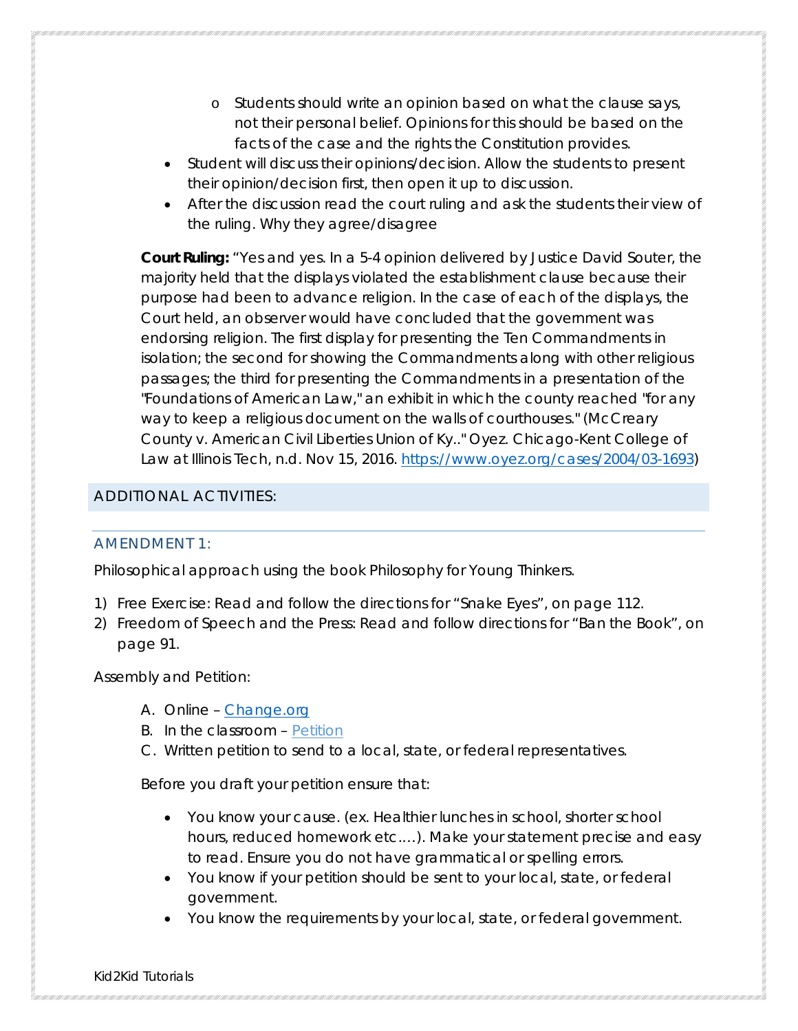- Students should write an opinion based on what the clause says, not their personal belief. Opinions for this should be based on the facts of the case and the rights the Constitution provides.
- Student will discuss their opinions/decision. Allow the students to present their opinion/decision first, then open it up to discussion.
- After the discussion read the court ruling and ask the students their view of the ruling. Why they agree/disagree

**Court Ruling:** "Yes and yes. In a 5-4 opinion delivered by Justice David Souter, the majority held that the displays violated the establishment clause because their purpose had been to advance religion. In the case of each of the displays, the Court held, an observer would have concluded that the government was endorsing religion. The first display for presenting the Ten Commandments in isolation; the second for showing the Commandments along with other religious passages; the third for presenting the Commandments in a presentation of the "Foundations of American Law," an exhibit in which the county reached "for any way to keep a religious document on the walls of courthouses." (McCreary County v. American Civil Liberties Union of Ky.." Oyez. Chicago-Kent College of Law at Illinois Tech, n.d. Nov 15, 2016. [https://www.oyez.org/cases/2004/03-1693](https://www.oyez.org/cases/2004/03-1693))

## ADDITIONAL ACTIVITIES:

### AMENDMENT 1:

Philosophical approach using the book Philosophy for Young Thinkers.

1) Free Exercise: Read and follow the directions for "Snake Eyes", on page 112.
2) Freedom of Speech and the Press: Read and follow directions for "Ban the Book", on page 91.

Assembly and Petition:

A. Online – Change.org
B. In the classroom – Petition
C. Written petition to send to a local, state, or federal representatives.

Before you draft your petition ensure that:

- You know your cause. (ex. Healthier lunches in school, shorter school hours, reduced homework etc....). Make your statement precise and easy to read. Ensure you do not have grammatical or spelling errors.
- You know if your petition should be sent to your local, state, or federal government.
- You know the requirements by your local, state, or federal government.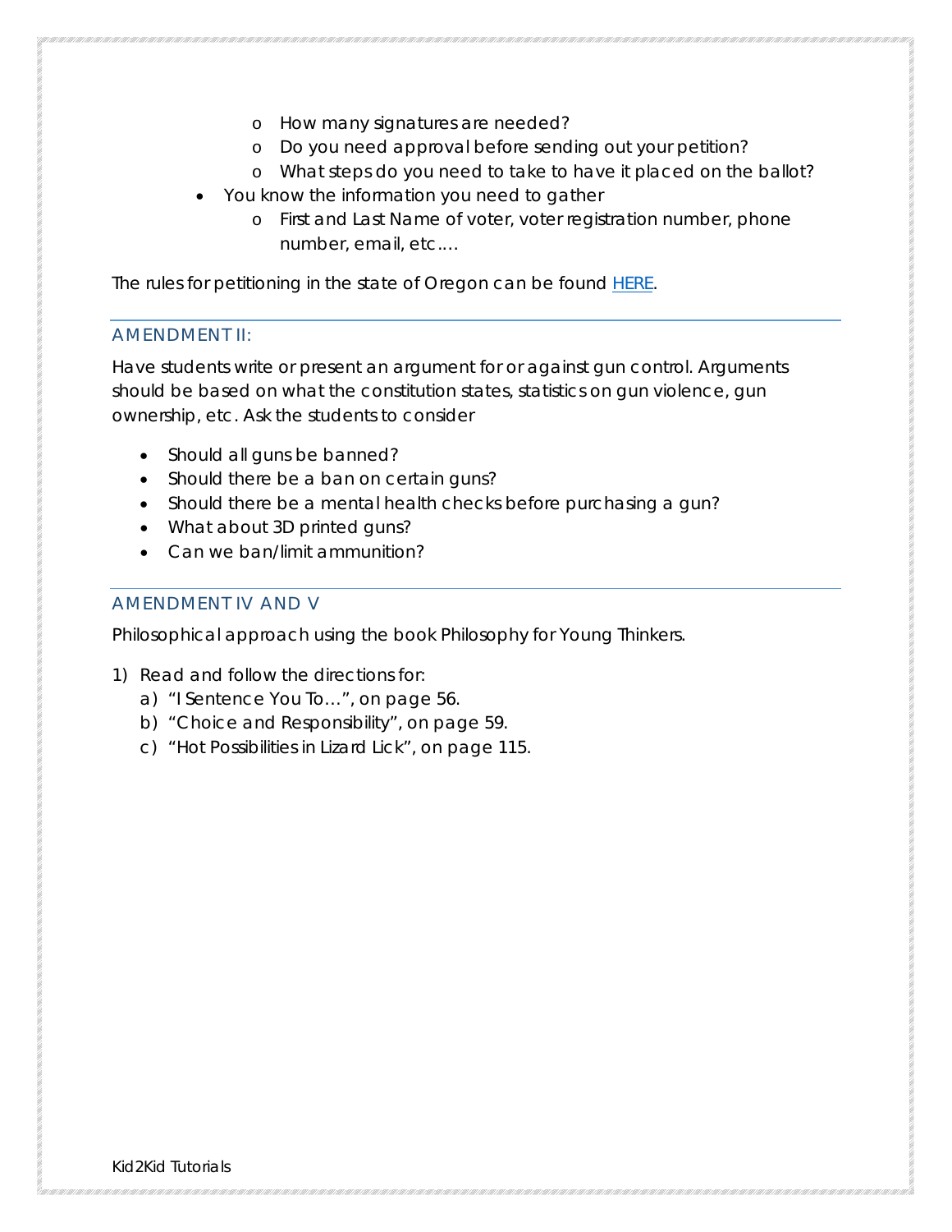- How many signatures are needed?
  - Do you need approval before sending out your petition?
  - What steps do you need to take to have it placed on the ballot?
- You know the information you need to gather
  - First and Last Name of voter, voter registration number, phone number, email, etc.…

The rules for petitioning in the state of Oregon can be found HERE.

## AMENDMENT II:

Have students write or present an argument for or against gun control. Arguments should be based on what the constitution states, statistics on gun violence, gun ownership, etc. Ask the students to consider

- Should all guns be banned?
- Should there be a ban on certain guns?
- Should there be a mental health checks before purchasing a gun?
- What about 3D printed guns?
- Can we ban/limit ammunition?

## AMENDMENT IV AND V

Philosophical approach using the book Philosophy for Young Thinkers.

1) Read and follow the directions for:
   a) "I Sentence You To…", on page 56.
   b) "Choice and Responsibility", on page 59.
   c) "Hot Possibilities in Lizard Lick", on page 115.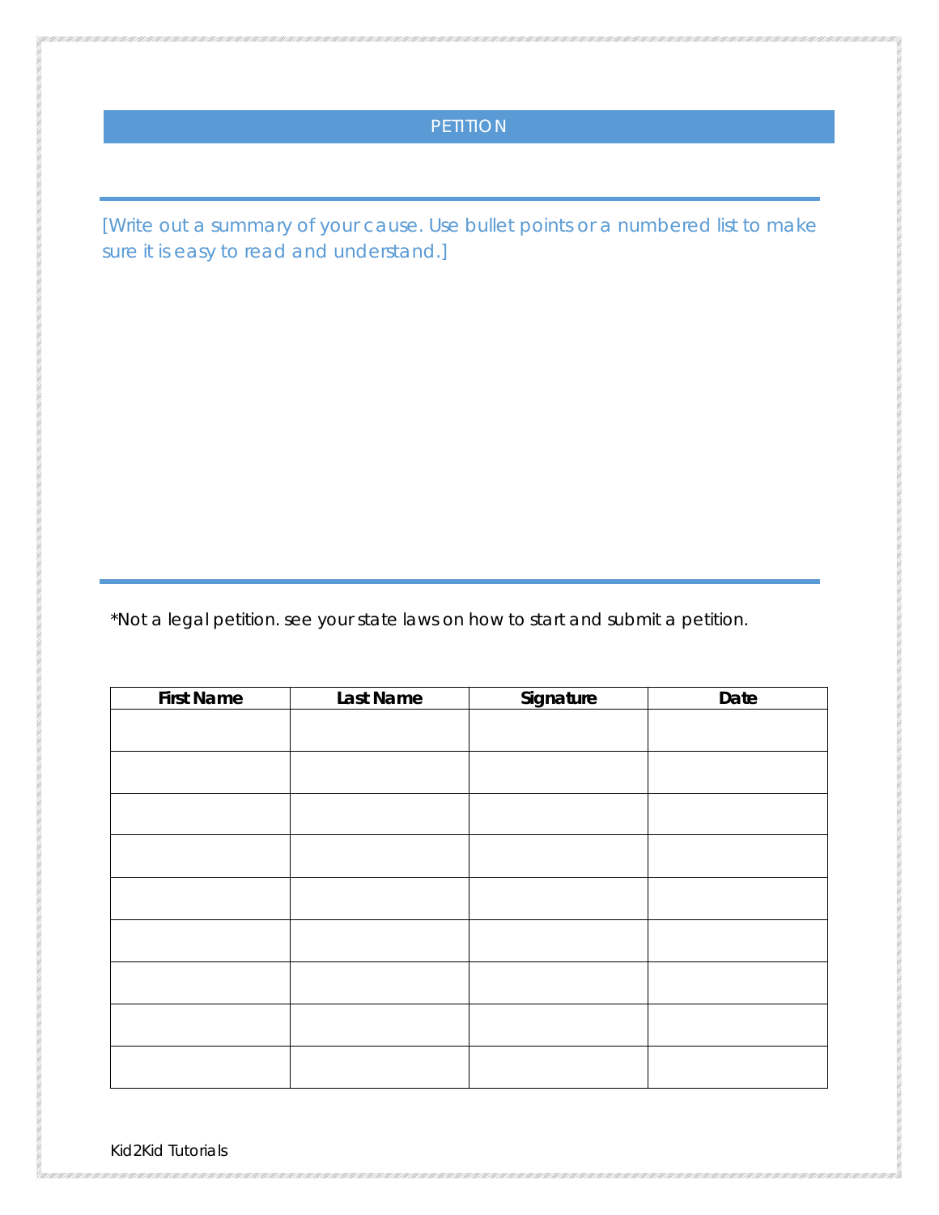# PETITION

[Write out a summary of your cause. Use bullet points or a numbered list to make sure it is easy to read and understand.]

*Not a legal petition. see your state laws on how to start and submit a petition.

| First Name | Last Name | Signature | Date |
|---|---|---|---|
| | | | |
| | | | |
| | | | |
| | | | |
| | | | |
| | | | |
| | | | |
| | | | |
| | | | |

Kid2Kid Tutorials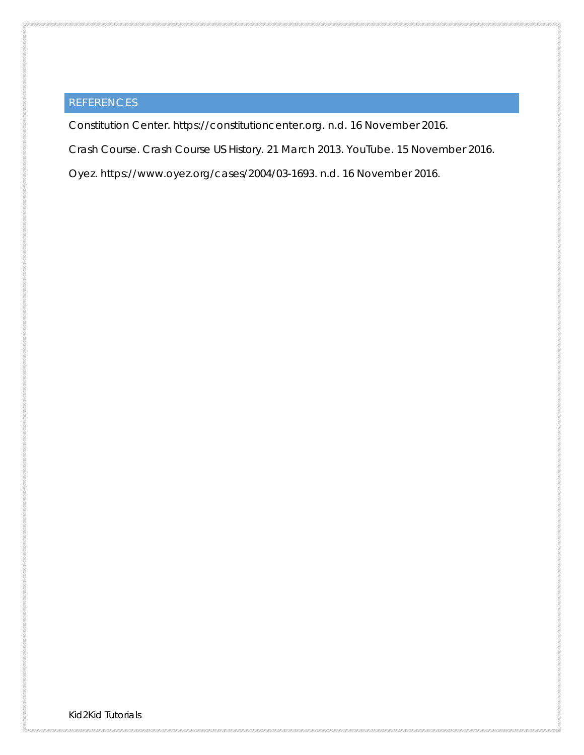## REFERENCES

Constitution Center. https://constitutioncenter.org. n.d. 16 November 2016.

Crash Course. Crash Course US History. 21 March 2013. YouTube. 15 November 2016.

Oyez. https://www.oyez.org/cases/2004/03-1693. n.d. 16 November 2016.